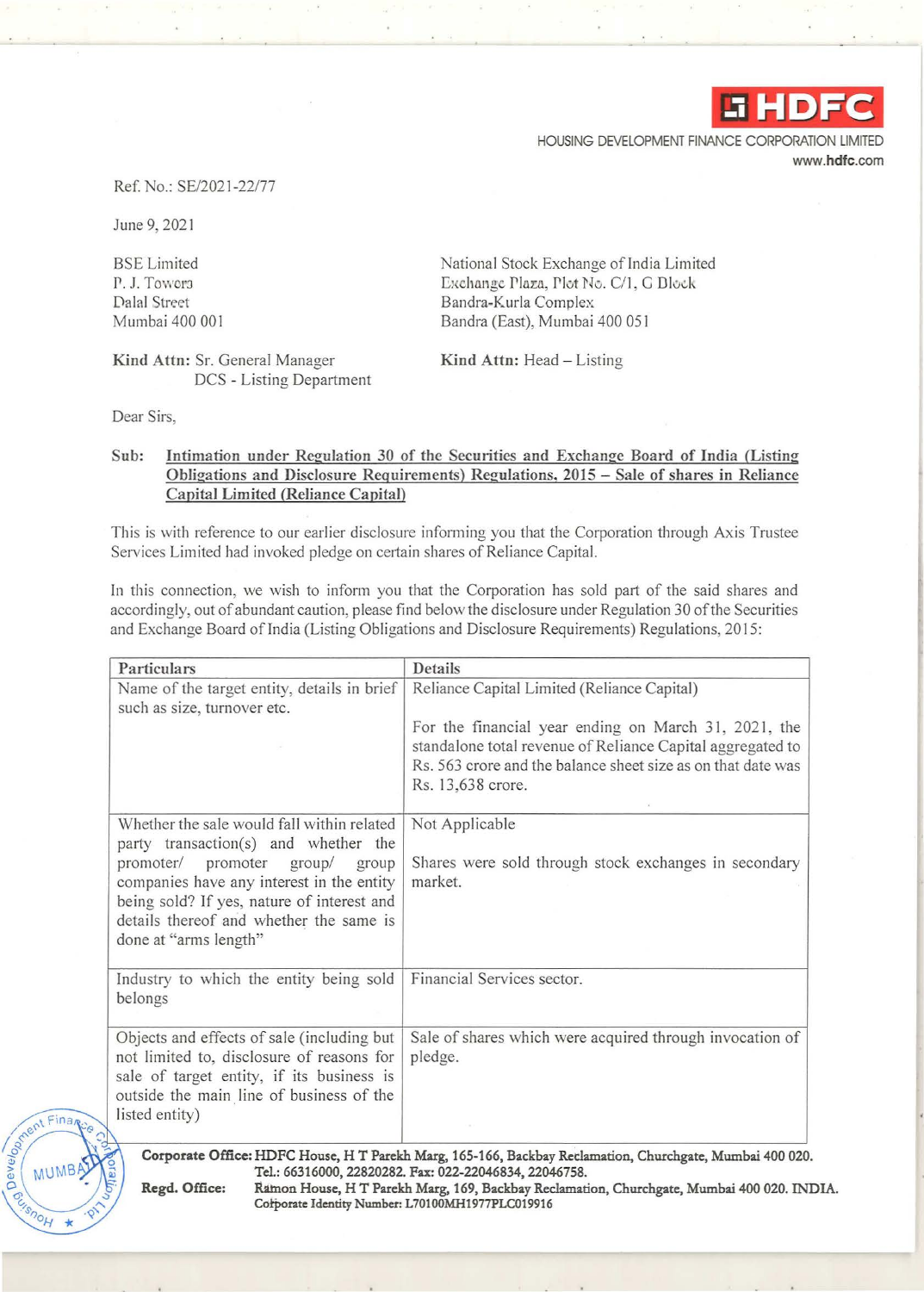HDFC

HOUSING DEVELOPMENT FINANCE CORPORATION LIMITED
www.hdfc.com

Ref. No.: SE/2021-22/77

June 9, 2021

BSE Limited
P. J. Towers
Dalal Street
Mumbai 400 001

Kind Attn: Sr. General Manager
DCS - Listing Department

National Stock Exchange of India Limited
Exchange Plaza, Plot No. C/1, G Block
Bandra-Kurla Complex
Bandra (East), Mumbai 400 051

Kind Attn: Head – Listing

Dear Sirs,

**Sub: Intimation under Regulation 30 of the Securities and Exchange Board of India (Listing Obligations and Disclosure Requirements) Regulations, 2015 – Sale of shares in Reliance Capital Limited (Reliance Capital)**

This is with reference to our earlier disclosure informing you that the Corporation through Axis Trustee Services Limited had invoked pledge on certain shares of Reliance Capital.

In this connection, we wish to inform you that the Corporation has sold part of the said shares and accordingly, out of abundant caution, please find below the disclosure under Regulation 30 of the Securities and Exchange Board of India (Listing Obligations and Disclosure Requirements) Regulations, 2015:

| Particulars | Details |
|---|---|
| Name of the target entity, details in brief such as size, turnover etc. | Reliance Capital Limited (Reliance Capital)<br><br>For the financial year ending on March 31, 2021, the standalone total revenue of Reliance Capital aggregated to Rs. 563 crore and the balance sheet size as on that date was Rs. 13,638 crore. |
| Whether the sale would fall within related party transaction(s) and whether the promoter/ promoter group/ group companies have any interest in the entity being sold? If yes, nature of interest and details thereof and whether the same is done at "arms length" | Not Applicable<br><br>Shares were sold through stock exchanges in secondary market. |
| Industry to which the entity being sold belongs | Financial Services sector. |
| Objects and effects of sale (including but not limited to, disclosure of reasons for sale of target entity, if its business is outside the main line of business of the listed entity) | Sale of shares which were acquired through invocation of pledge. |

**Corporate Office:** HDFC House, H T Parekh Marg, 165-166, Backbay Reclamation, Churchgate, Mumbai 400 020.
Tel.: 66316000, 22820282. Fax: 022-22046834, 22046758.
**Regd. Office:** Ramon House, H T Parekh Marg, 169, Backbay Reclamation, Churchgate, Mumbai 400 020. INDIA.
Corporate Identity Number: L70100MH1977PLC019916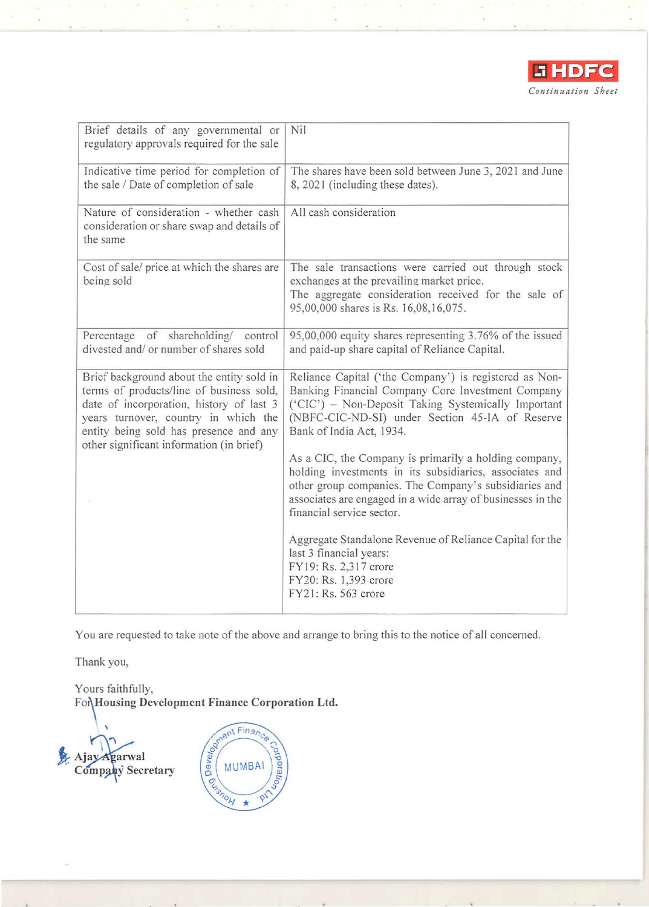| | |
|---|---|
| Brief details of any governmental or regulatory approvals required for the sale | Nil |
| Indicative time period for completion of the sale / Date of completion of sale | The shares have been sold between June 3, 2021 and June 8, 2021 (including these dates). |
| Nature of consideration - whether cash consideration or share swap and details of the same | All cash consideration |
| Cost of sale/ price at which the shares are being sold | The sale transactions were carried out through stock exchanges at the prevailing market price.<br>The aggregate consideration received for the sale of 95,00,000 shares is Rs. 16,08,16,075. |
| Percentage of shareholding/ control divested and/ or number of shares sold | 95,00,000 equity shares representing 3.76% of the issued and paid-up share capital of Reliance Capital. |
| Brief background about the entity sold in terms of products/line of business sold, date of incorporation, history of last 3 years turnover, country in which the entity being sold has presence and any other significant information (in brief) | Reliance Capital ('the Company') is registered as Non-Banking Financial Company Core Investment Company ('CIC') – Non-Deposit Taking Systemically Important (NBFC-CIC-ND-SI) under Section 45-IA of Reserve Bank of India Act, 1934.<br><br>As a CIC, the Company is primarily a holding company, holding investments in its subsidiaries, associates and other group companies. The Company's subsidiaries and associates are engaged in a wide array of businesses in the financial service sector.<br><br>Aggregate Standalone Revenue of Reliance Capital for the last 3 financial years:<br>FY19: Rs. 2,317 crore<br>FY20: Rs. 1,393 crore<br>FY21: Rs. 563 crore |

You are requested to take note of the above and arrange to bring this to the notice of all concerned.

Thank you,

Yours faithfully,
For **Housing Development Finance Corporation Ltd.**

**Ajay Agarwal**
**Company Secretary**